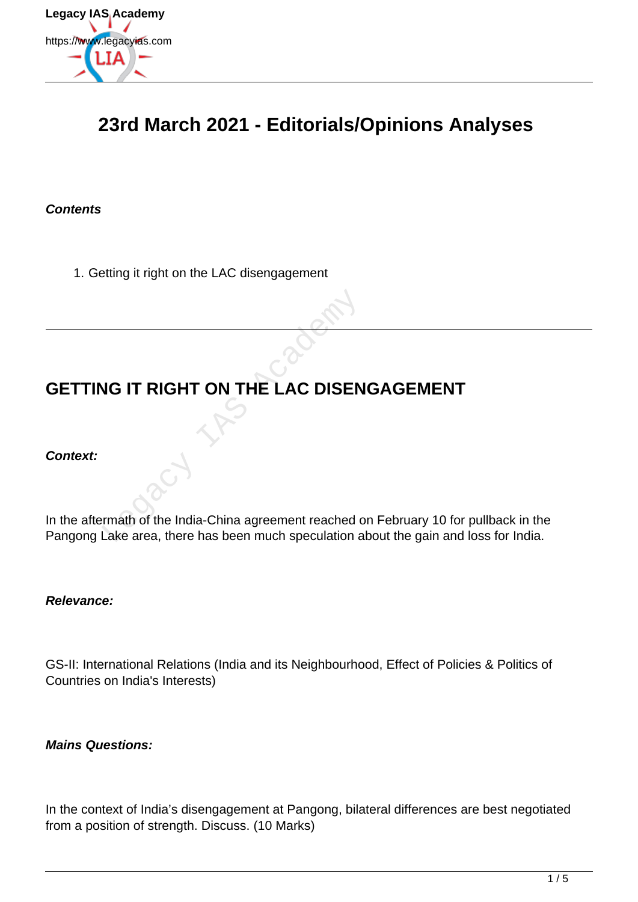# 23rd March 2021 - Editorials/Opinions Analyses

***Contents***

1. Getting it right on the LAC disengagement

---

## GETTING IT RIGHT ON THE LAC DISENGAGEMENT

***Context:***

In the aftermath of the India-China agreement reached on February 10 for pullback in the Pangong Lake area, there has been much speculation about the gain and loss for India.

***Relevance:***

GS-II: International Relations (India and its Neighbourhood, Effect of Policies & Politics of Countries on India's Interests)

***Mains Questions:***

In the context of India's disengagement at Pangong, bilateral differences are best negotiated from a position of strength. Discuss. (10 Marks)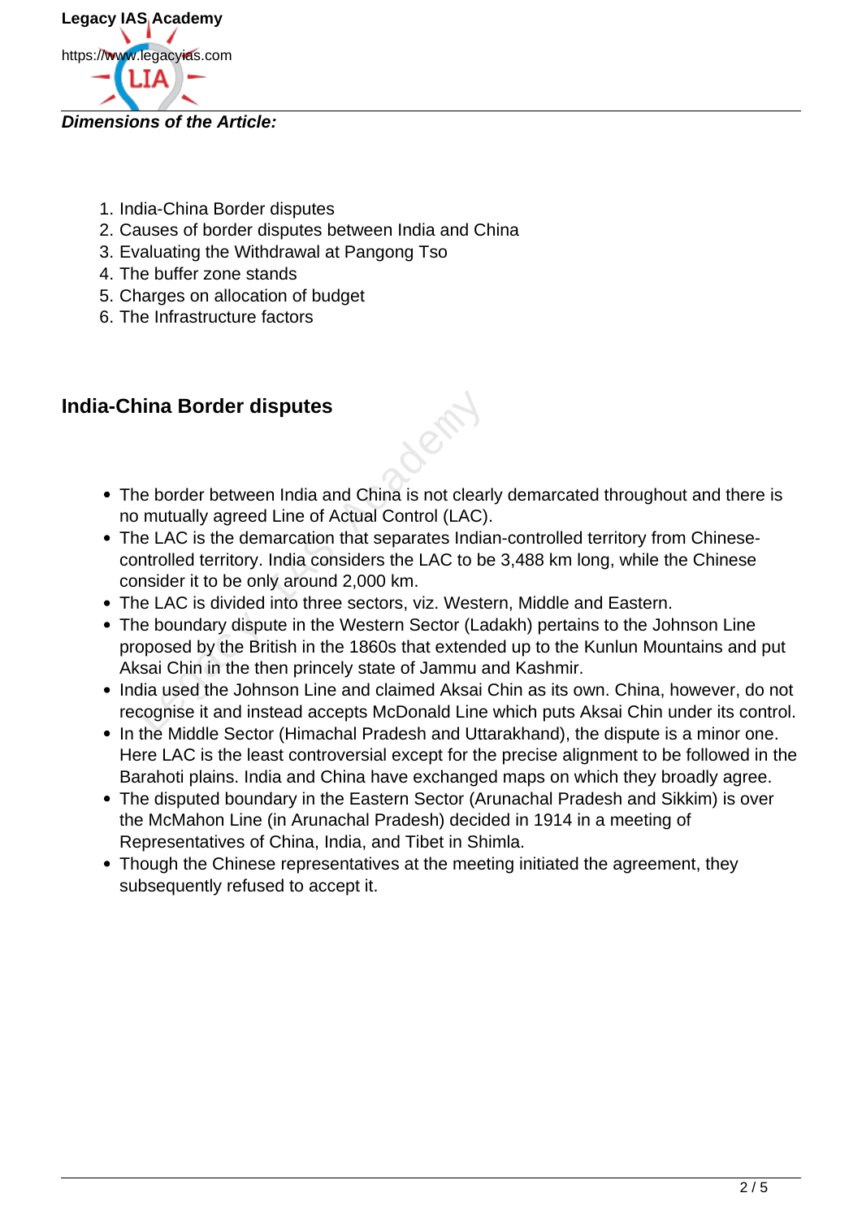***Dimensions of the Article:***

1. India-China Border disputes
2. Causes of border disputes between India and China
3. Evaluating the Withdrawal at Pangong Tso
4. The buffer zone stands
5. Charges on allocation of budget
6. The Infrastructure factors

## India-China Border disputes

- The border between India and China is not clearly demarcated throughout and there is no mutually agreed Line of Actual Control (LAC).
- The LAC is the demarcation that separates Indian-controlled territory from Chinese-controlled territory. India considers the LAC to be 3,488 km long, while the Chinese consider it to be only around 2,000 km.
- The LAC is divided into three sectors, viz. Western, Middle and Eastern.
- The boundary dispute in the Western Sector (Ladakh) pertains to the Johnson Line proposed by the British in the 1860s that extended up to the Kunlun Mountains and put Aksai Chin in the then princely state of Jammu and Kashmir.
- India used the Johnson Line and claimed Aksai Chin as its own. China, however, do not recognise it and instead accepts McDonald Line which puts Aksai Chin under its control.
- In the Middle Sector (Himachal Pradesh and Uttarakhand), the dispute is a minor one. Here LAC is the least controversial except for the precise alignment to be followed in the Barahoti plains. India and China have exchanged maps on which they broadly agree.
- The disputed boundary in the Eastern Sector (Arunachal Pradesh and Sikkim) is over the McMahon Line (in Arunachal Pradesh) decided in 1914 in a meeting of Representatives of China, India, and Tibet in Shimla.
- Though the Chinese representatives at the meeting initiated the agreement, they subsequently refused to accept it.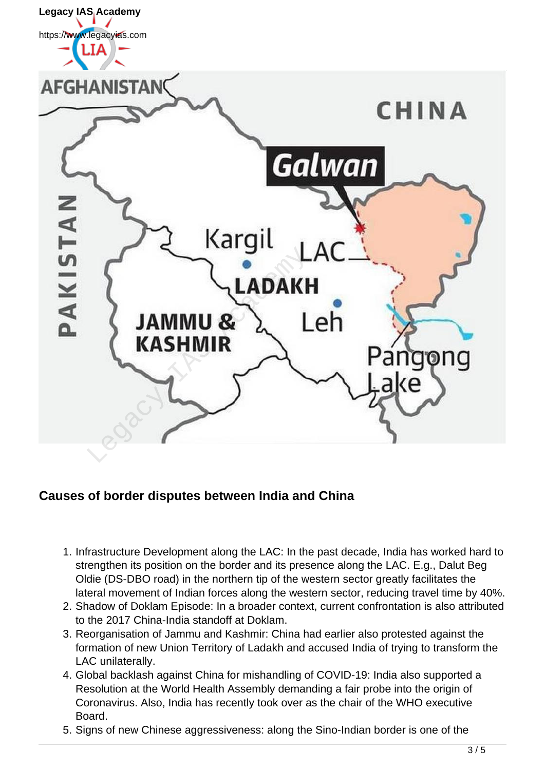## Causes of border disputes between India and China

1. Infrastructure Development along the LAC: In the past decade, India has worked hard to strengthen its position on the border and its presence along the LAC. E.g., Dalut Beg Oldie (DS-DBO road) in the northern tip of the western sector greatly facilitates the lateral movement of Indian forces along the western sector, reducing travel time by 40%.
2. Shadow of Doklam Episode: In a broader context, current confrontation is also attributed to the 2017 China-India standoff at Doklam.
3. Reorganisation of Jammu and Kashmir: China had earlier also protested against the formation of new Union Territory of Ladakh and accused India of trying to transform the LAC unilaterally.
4. Global backlash against China for mishandling of COVID-19: India also supported a Resolution at the World Health Assembly demanding a fair probe into the origin of Coronavirus. Also, India has recently took over as the chair of the WHO executive Board.
5. Signs of new Chinese aggressiveness: along the Sino-Indian border is one of the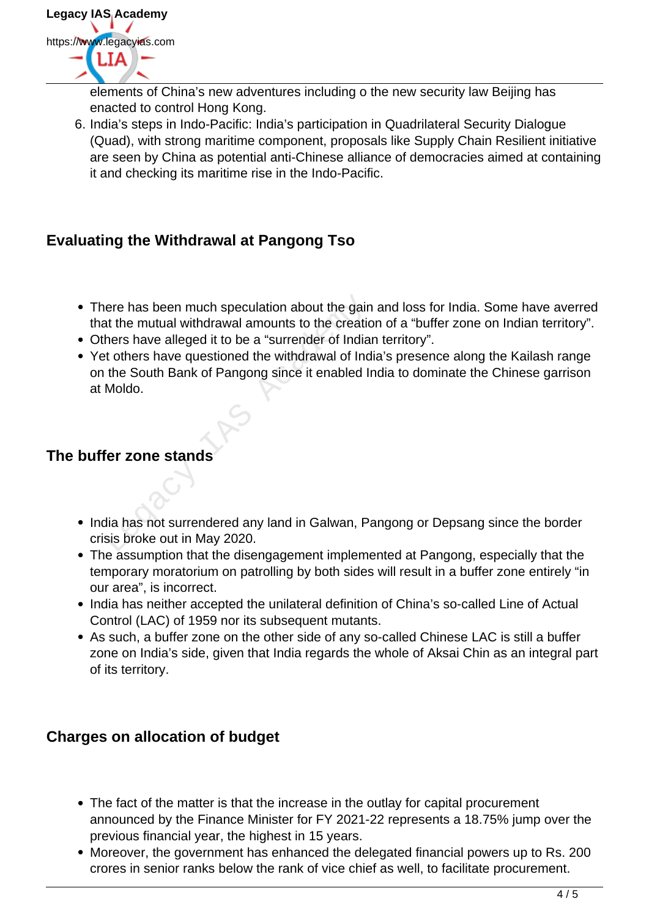elements of China's new adventures including o the new security law Beijing has enacted to control Hong Kong.

6. India's steps in Indo-Pacific: India's participation in Quadrilateral Security Dialogue (Quad), with strong maritime component, proposals like Supply Chain Resilient initiative are seen by China as potential anti-Chinese alliance of democracies aimed at containing it and checking its maritime rise in the Indo-Pacific.

### Evaluating the Withdrawal at Pangong Tso

- There has been much speculation about the gain and loss for India. Some have averred that the mutual withdrawal amounts to the creation of a "buffer zone on Indian territory".
- Others have alleged it to be a "surrender of Indian territory".
- Yet others have questioned the withdrawal of India's presence along the Kailash range on the South Bank of Pangong since it enabled India to dominate the Chinese garrison at Moldo.

### The buffer zone stands

- India has not surrendered any land in Galwan, Pangong or Depsang since the border crisis broke out in May 2020.
- The assumption that the disengagement implemented at Pangong, especially that the temporary moratorium on patrolling by both sides will result in a buffer zone entirely "in our area", is incorrect.
- India has neither accepted the unilateral definition of China's so-called Line of Actual Control (LAC) of 1959 nor its subsequent mutants.
- As such, a buffer zone on the other side of any so-called Chinese LAC is still a buffer zone on India's side, given that India regards the whole of Aksai Chin as an integral part of its territory.

### Charges on allocation of budget

- The fact of the matter is that the increase in the outlay for capital procurement announced by the Finance Minister for FY 2021-22 represents a 18.75% jump over the previous financial year, the highest in 15 years.
- Moreover, the government has enhanced the delegated financial powers up to Rs. 200 crores in senior ranks below the rank of vice chief as well, to facilitate procurement.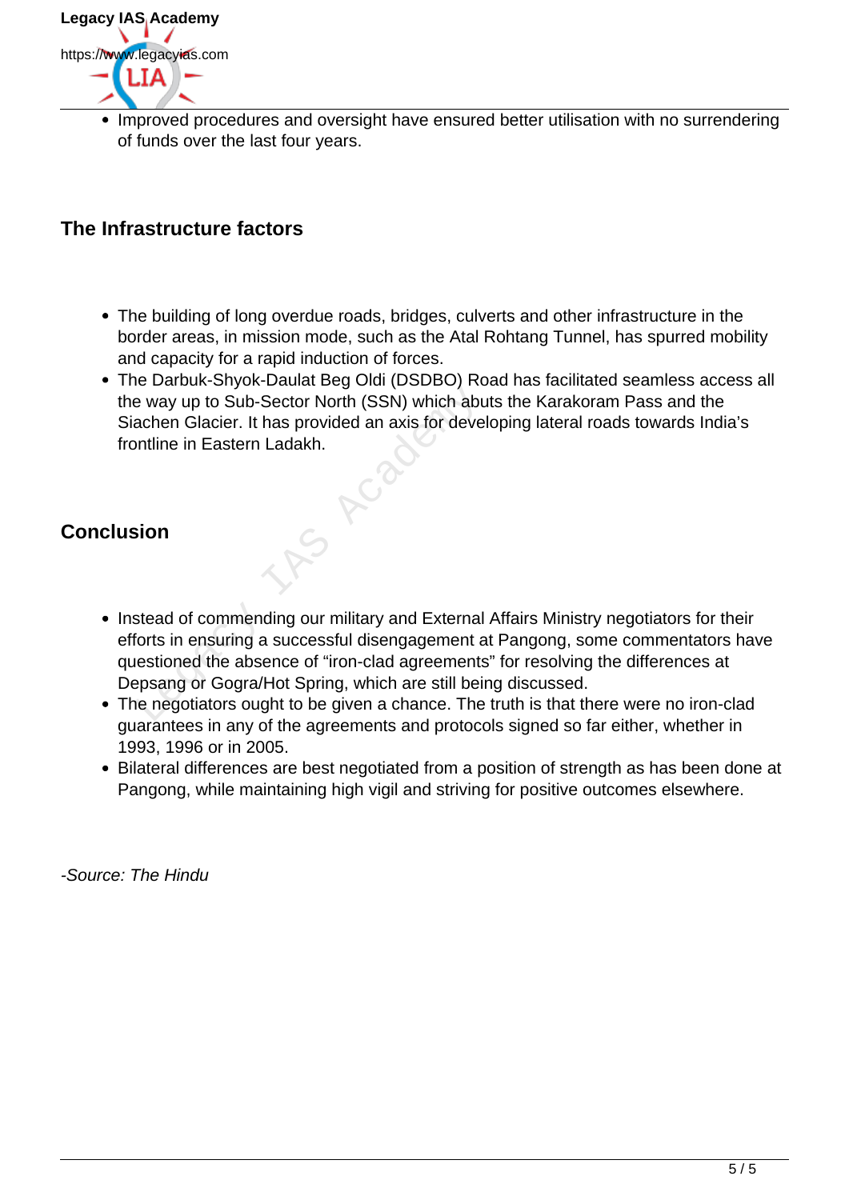- Improved procedures and oversight have ensured better utilisation with no surrendering of funds over the last four years.

## The Infrastructure factors

- The building of long overdue roads, bridges, culverts and other infrastructure in the border areas, in mission mode, such as the Atal Rohtang Tunnel, has spurred mobility and capacity for a rapid induction of forces.
- The Darbuk-Shyok-Daulat Beg Oldi (DSDBO) Road has facilitated seamless access all the way up to Sub-Sector North (SSN) which abuts the Karakoram Pass and the Siachen Glacier. It has provided an axis for developing lateral roads towards India's frontline in Eastern Ladakh.

## Conclusion

- Instead of commending our military and External Affairs Ministry negotiators for their efforts in ensuring a successful disengagement at Pangong, some commentators have questioned the absence of "iron-clad agreements" for resolving the differences at Depsang or Gogra/Hot Spring, which are still being discussed.
- The negotiators ought to be given a chance. The truth is that there were no iron-clad guarantees in any of the agreements and protocols signed so far either, whether in 1993, 1996 or in 2005.
- Bilateral differences are best negotiated from a position of strength as has been done at Pangong, while maintaining high vigil and striving for positive outcomes elsewhere.

*-Source: The Hindu*